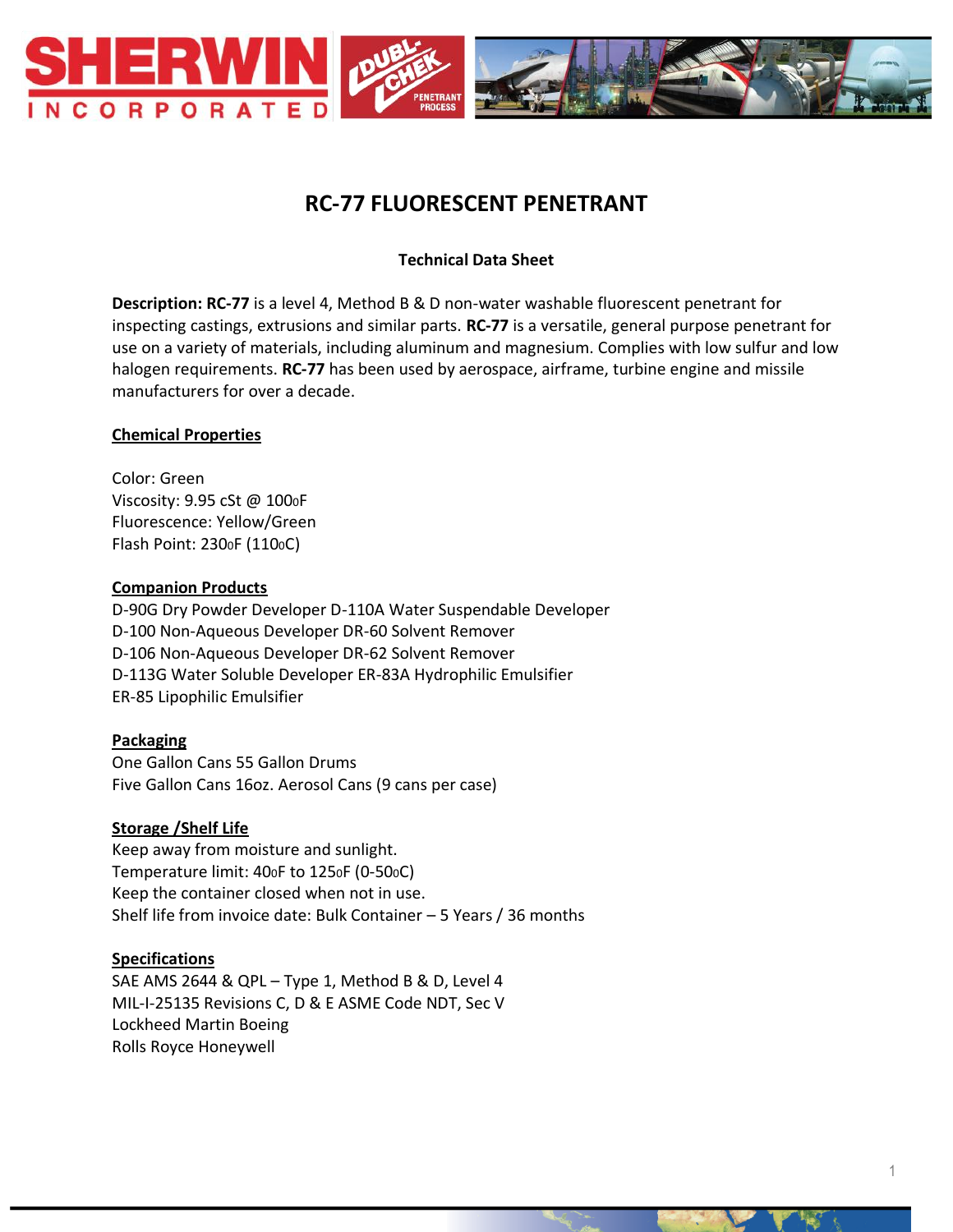# RC-77 FLUORESCENT PENETRANT

**Technical Data Sheet**

**Description: RC-77** is a level 4, Method B & D non-water washable fluorescent penetrant for inspecting castings, extrusions and similar parts. **RC-77** is a versatile, general purpose penetrant for use on a variety of materials, including aluminum and magnesium. Complies with low sulfur and low halogen requirements. **RC-77** has been used by aerospace, airframe, turbine engine and missile manufacturers for over a decade.

## Chemical Properties

Color: Green
Viscosity: 9.95 cSt @ 100$^{o}$F
Fluorescence: Yellow/Green
Flash Point: 230$^{o}$F (110$^{o}$C)

## Companion Products

D-90G Dry Powder Developer D-110A Water Suspendable Developer
D-100 Non-Aqueous Developer DR-60 Solvent Remover
D-106 Non-Aqueous Developer DR-62 Solvent Remover
D-113G Water Soluble Developer ER-83A Hydrophilic Emulsifier
ER-85 Lipophilic Emulsifier

## Packaging

One Gallon Cans 55 Gallon Drums
Five Gallon Cans 16oz. Aerosol Cans (9 cans per case)

## Storage /Shelf Life

Keep away from moisture and sunlight.
Temperature limit: 40$^{o}$F to 125$^{o}$F (0-50$^{o}$C)
Keep the container closed when not in use.
Shelf life from invoice date: Bulk Container – 5 Years / 36 months

## Specifications

SAE AMS 2644 & QPL – Type 1, Method B & D, Level 4
MIL-I-25135 Revisions C, D & E ASME Code NDT, Sec V
Lockheed Martin Boeing
Rolls Royce Honeywell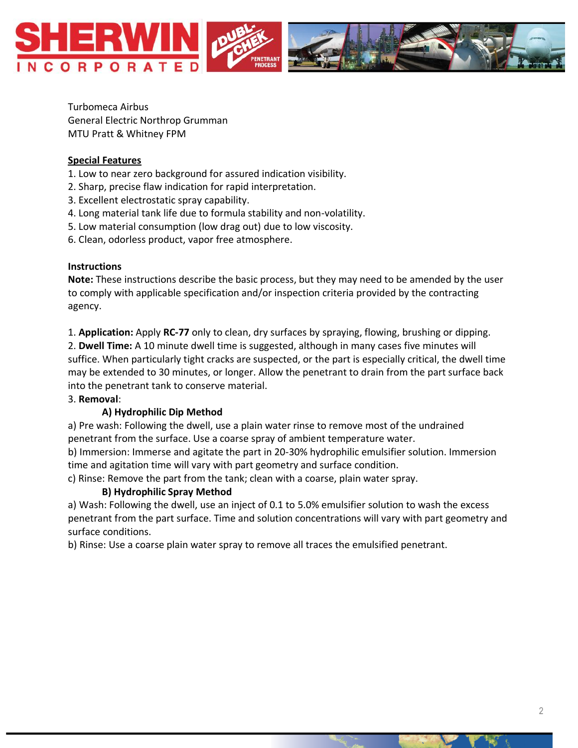Turbomeca Airbus
General Electric Northrop Grumman
MTU Pratt & Whitney FPM

**Special Features**

1. Low to near zero background for assured indication visibility.
2. Sharp, precise flaw indication for rapid interpretation.
3. Excellent electrostatic spray capability.
4. Long material tank life due to formula stability and non-volatility.
5. Low material consumption (low drag out) due to low viscosity.
6. Clean, odorless product, vapor free atmosphere.

**Instructions**

**Note:** These instructions describe the basic process, but they may need to be amended by the user to comply with applicable specification and/or inspection criteria provided by the contracting agency.

1. **Application:** Apply **RC-77** only to clean, dry surfaces by spraying, flowing, brushing or dipping.
2. **Dwell Time:** A 10 minute dwell time is suggested, although in many cases five minutes will suffice. When particularly tight cracks are suspected, or the part is especially critical, the dwell time may be extended to 30 minutes, or longer. Allow the penetrant to drain from the part surface back into the penetrant tank to conserve material.
3. **Removal**:

**A) Hydrophilic Dip Method**

a) Pre wash: Following the dwell, use a plain water rinse to remove most of the undrained penetrant from the surface. Use a coarse spray of ambient temperature water.
b) Immersion: Immerse and agitate the part in 20-30% hydrophilic emulsifier solution. Immersion time and agitation time will vary with part geometry and surface condition.
c) Rinse: Remove the part from the tank; clean with a coarse, plain water spray.

**B) Hydrophilic Spray Method**

a) Wash: Following the dwell, use an inject of 0.1 to 5.0% emulsifier solution to wash the excess penetrant from the part surface. Time and solution concentrations will vary with part geometry and surface conditions.
b) Rinse: Use a coarse plain water spray to remove all traces the emulsified penetrant.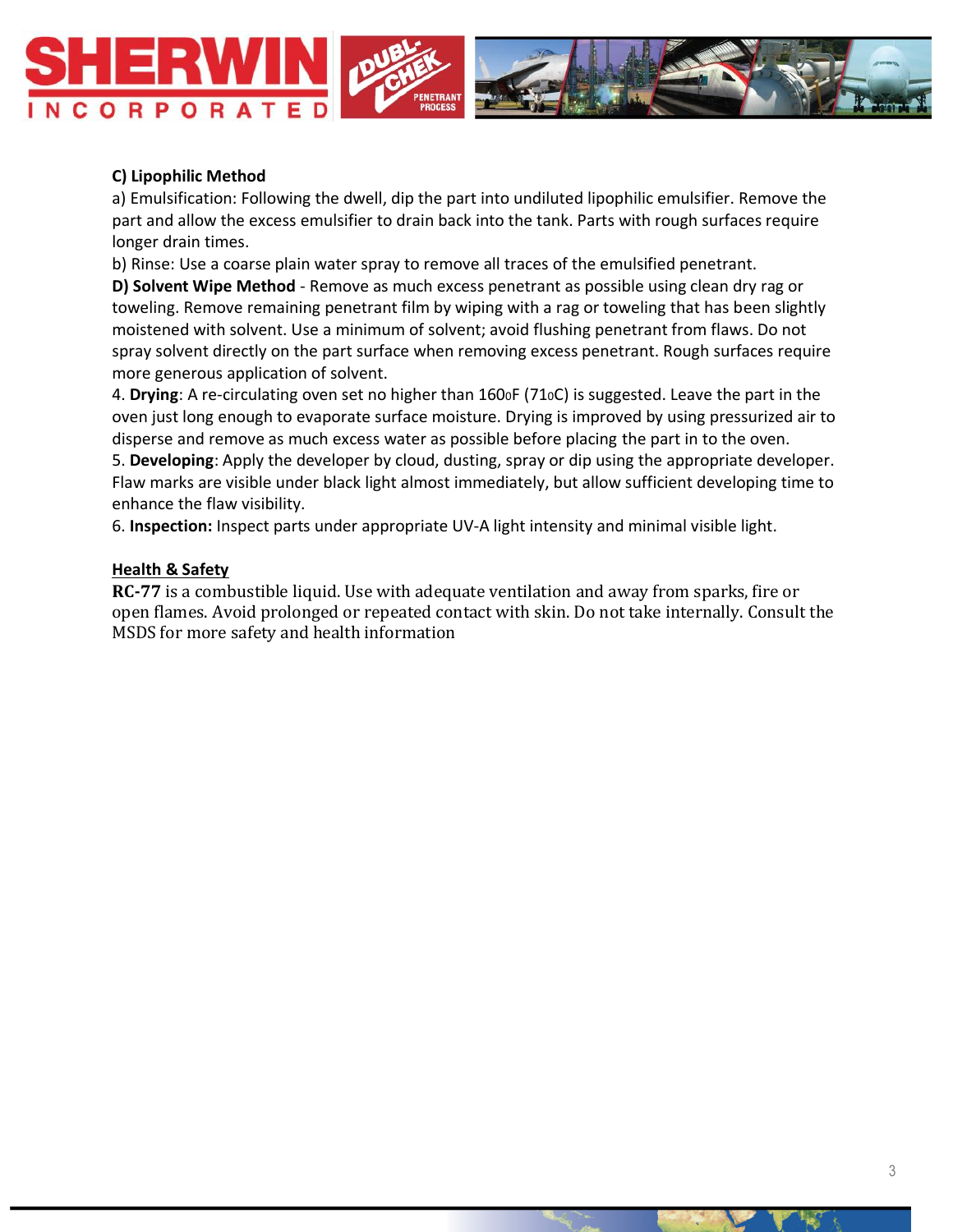**C) Lipophilic Method**

a) Emulsification: Following the dwell, dip the part into undiluted lipophilic emulsifier. Remove the part and allow the excess emulsifier to drain back into the tank. Parts with rough surfaces require longer drain times.

b) Rinse: Use a coarse plain water spray to remove all traces of the emulsified penetrant.

**D) Solvent Wipe Method** - Remove as much excess penetrant as possible using clean dry rag or toweling. Remove remaining penetrant film by wiping with a rag or toweling that has been slightly moistened with solvent. Use a minimum of solvent; avoid flushing penetrant from flaws. Do not spray solvent directly on the part surface when removing excess penetrant. Rough surfaces require more generous application of solvent.

4. **Drying**: A re-circulating oven set no higher than 160$^{o}$F (71$^{o}$C) is suggested. Leave the part in the oven just long enough to evaporate surface moisture. Drying is improved by using pressurized air to disperse and remove as much excess water as possible before placing the part in to the oven.

5. **Developing**: Apply the developer by cloud, dusting, spray or dip using the appropriate developer. Flaw marks are visible under black light almost immediately, but allow sufficient developing time to enhance the flaw visibility.

6. **Inspection:** Inspect parts under appropriate UV-A light intensity and minimal visible light.

## Health & Safety

**RC-77** is a combustible liquid. Use with adequate ventilation and away from sparks, fire or open flames. Avoid prolonged or repeated contact with skin. Do not take internally. Consult the MSDS for more safety and health information